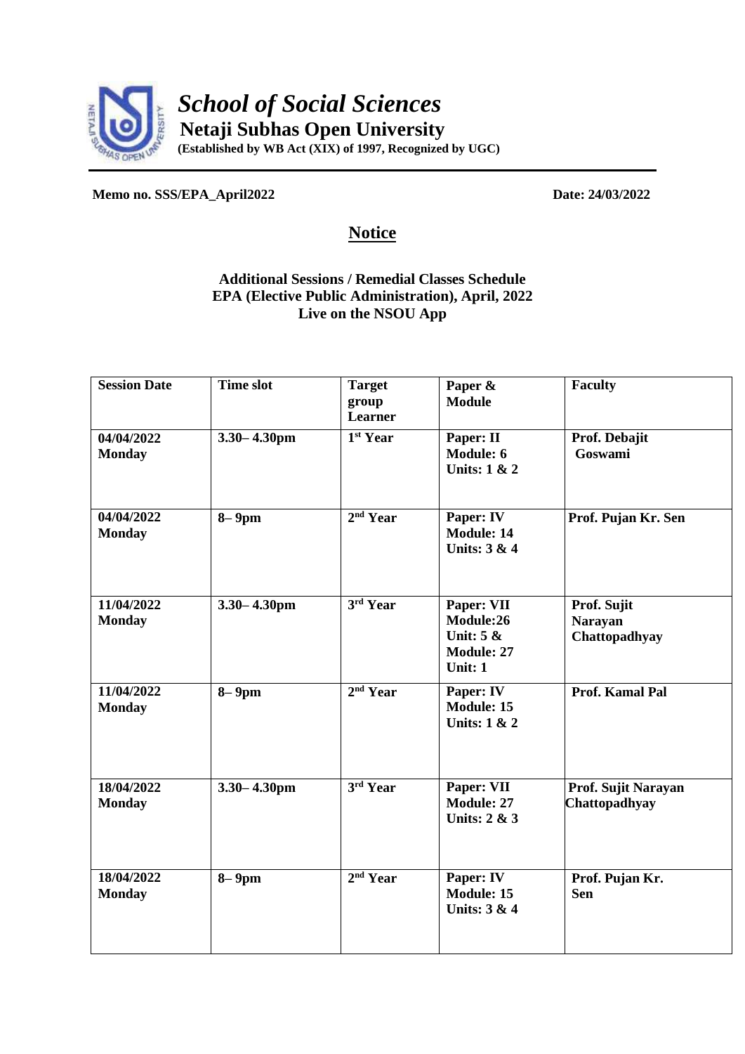# *School of Social Sciences*

## Netaji Subhas Open University

**(Established by WB Act (XIX) of 1997, Recognized by UGC)**

**Memo no. SSS/EPA_April2022** **Date: 24/03/2022**

## Notice

**Additional Sessions / Remedial Classes Schedule**
**EPA (Elective Public Administration), April, 2022**
**Live on the NSOU App**

| Session Date | Time slot | Target group Learner | Paper & Module | Faculty |
|---|---|---|---|---|
| 04/04/2022 Monday | 3.30– 4.30pm | 1st Year | Paper: II Module: 6 Units: 1 & 2 | Prof. Debajit Goswami |
| 04/04/2022 Monday | 8– 9pm | 2nd Year | Paper: IV Module: 14 Units: 3 & 4 | Prof. Pujan Kr. Sen |
| 11/04/2022 Monday | 3.30– 4.30pm | 3rd Year | Paper: VII Module:26 Unit: 5 & Module: 27 Unit: 1 | Prof. Sujit Narayan Chattopadhyay |
| 11/04/2022 Monday | 8– 9pm | 2nd Year | Paper: IV Module: 15 Units: 1 & 2 | Prof. Kamal Pal |
| 18/04/2022 Monday | 3.30– 4.30pm | 3rd Year | Paper: VII Module: 27 Units: 2 & 3 | Prof. Sujit Narayan Chattopadhyay |
| 18/04/2022 Monday | 8– 9pm | 2nd Year | Paper: IV Module: 15 Units: 3 & 4 | Prof. Pujan Kr. Sen |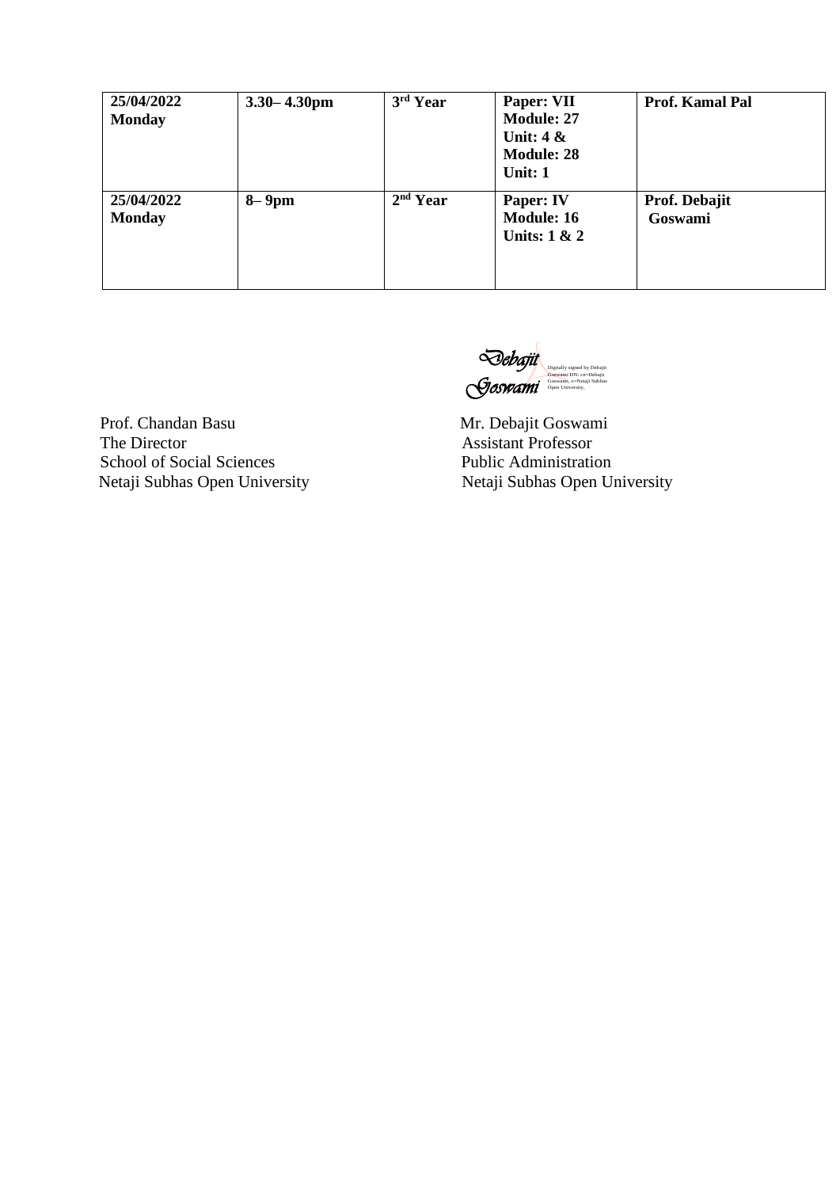| | | | | |
|---|---|---|---|---|
| **25/04/2022 Monday** | **3.30– 4.30pm** | **3rd Year** | **Paper: VII Module: 27 Unit: 4 & Module: 28 Unit: 1** | **Prof. Kamal Pal** |
| **25/04/2022 Monday** | **8– 9pm** | **2nd Year** | **Paper: IV Module: 16 Units: 1 & 2** | **Prof. Debajit Goswami** |

Debajit Goswami
Digitally signed by Debajit Goswami DN: cn=Debajit Goswami, o=Netaji Subhas Open University,

Prof. Chandan Basu
The Director
School of Social Sciences
Netaji Subhas Open University

Mr. Debajit Goswami
Assistant Professor
Public Administration
Netaji Subhas Open University